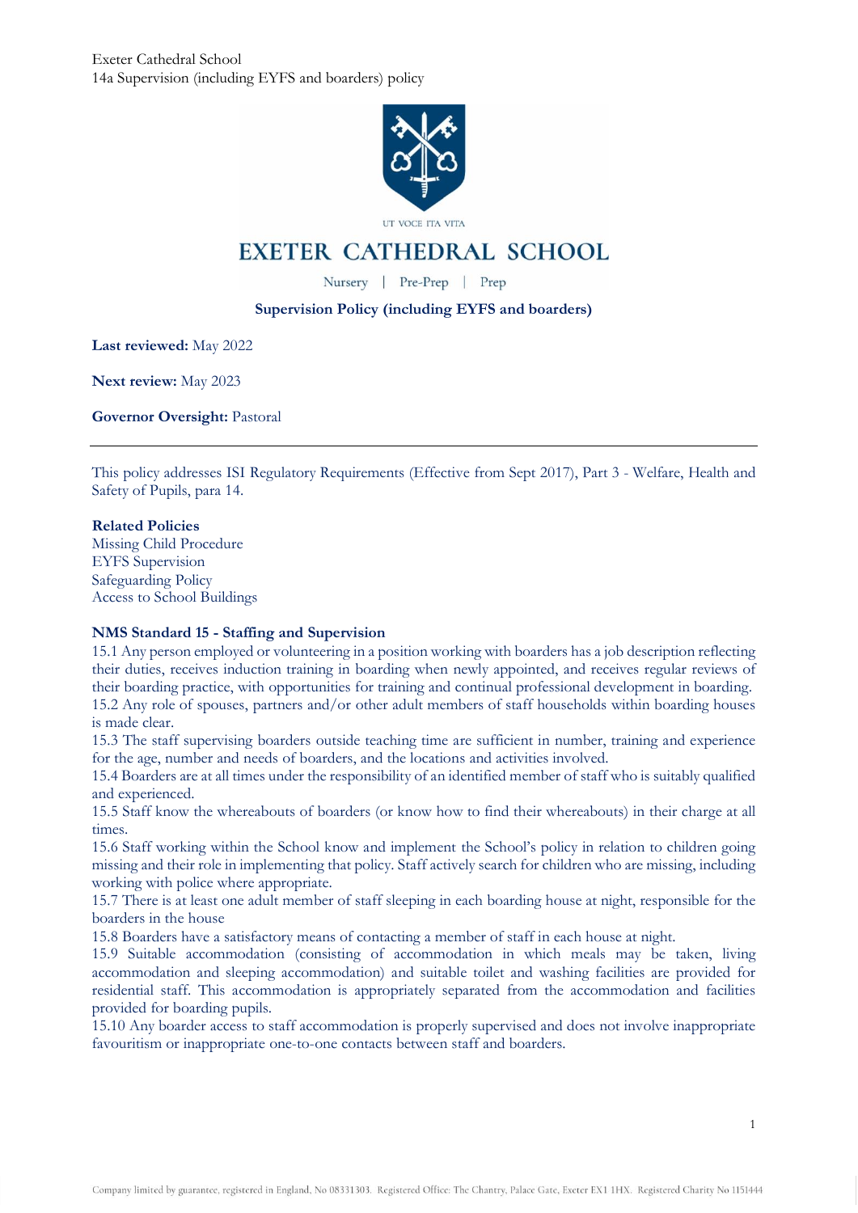Exeter Cathedral School
14a Supervision (including EYFS and boarders) policy

UT VOCE ITA VITA

# EXETER CATHEDRAL SCHOOL

Nursery | Pre-Prep | Prep

## Supervision Policy (including EYFS and boarders)

**Last reviewed:** May 2022

**Next review:** May 2023

**Governor Oversight:** Pastoral

---

This policy addresses ISI Regulatory Requirements (Effective from Sept 2017), Part 3 - Welfare, Health and Safety of Pupils, para 14.

**Related Policies**
Missing Child Procedure
EYFS Supervision
Safeguarding Policy
Access to School Buildings

**NMS Standard 15 - Staffing and Supervision**
15.1 Any person employed or volunteering in a position working with boarders has a job description reflecting their duties, receives induction training in boarding when newly appointed, and receives regular reviews of their boarding practice, with opportunities for training and continual professional development in boarding.
15.2 Any role of spouses, partners and/or other adult members of staff households within boarding houses is made clear.
15.3 The staff supervising boarders outside teaching time are sufficient in number, training and experience for the age, number and needs of boarders, and the locations and activities involved.
15.4 Boarders are at all times under the responsibility of an identified member of staff who is suitably qualified and experienced.
15.5 Staff know the whereabouts of boarders (or know how to find their whereabouts) in their charge at all times.
15.6 Staff working within the School know and implement the School's policy in relation to children going missing and their role in implementing that policy. Staff actively search for children who are missing, including working with police where appropriate.
15.7 There is at least one adult member of staff sleeping in each boarding house at night, responsible for the boarders in the house
15.8 Boarders have a satisfactory means of contacting a member of staff in each house at night.
15.9 Suitable accommodation (consisting of accommodation in which meals may be taken, living accommodation and sleeping accommodation) and suitable toilet and washing facilities are provided for residential staff. This accommodation is appropriately separated from the accommodation and facilities provided for boarding pupils.
15.10 Any boarder access to staff accommodation is properly supervised and does not involve inappropriate favouritism or inappropriate one-to-one contacts between staff and boarders.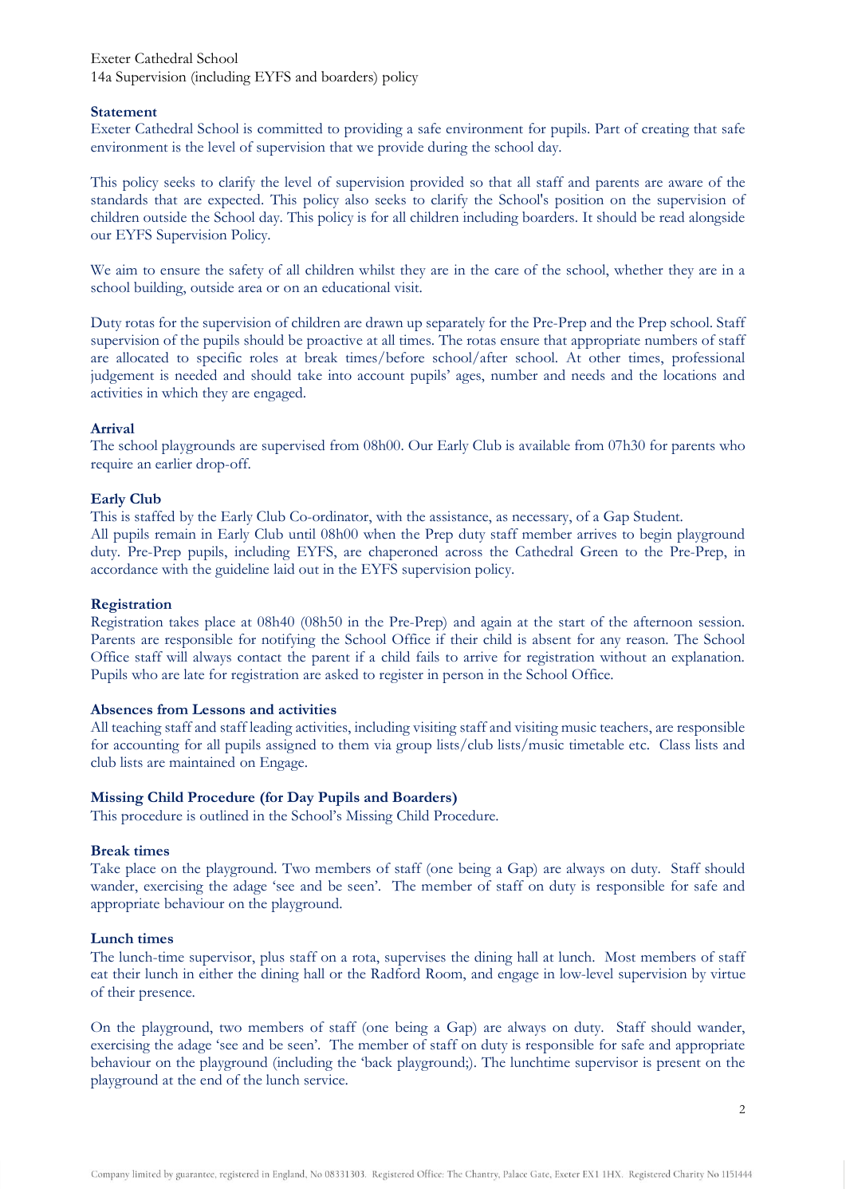Exeter Cathedral School
14a Supervision (including EYFS and boarders) policy

**Statement**

Exeter Cathedral School is committed to providing a safe environment for pupils. Part of creating that safe environment is the level of supervision that we provide during the school day.

This policy seeks to clarify the level of supervision provided so that all staff and parents are aware of the standards that are expected. This policy also seeks to clarify the School's position on the supervision of children outside the School day. This policy is for all children including boarders. It should be read alongside our EYFS Supervision Policy.

We aim to ensure the safety of all children whilst they are in the care of the school, whether they are in a school building, outside area or on an educational visit.

Duty rotas for the supervision of children are drawn up separately for the Pre-Prep and the Prep school. Staff supervision of the pupils should be proactive at all times. The rotas ensure that appropriate numbers of staff are allocated to specific roles at break times/before school/after school. At other times, professional judgement is needed and should take into account pupils' ages, number and needs and the locations and activities in which they are engaged.

**Arrival**

The school playgrounds are supervised from 08h00. Our Early Club is available from 07h30 for parents who require an earlier drop-off.

**Early Club**

This is staffed by the Early Club Co-ordinator, with the assistance, as necessary, of a Gap Student.
All pupils remain in Early Club until 08h00 when the Prep duty staff member arrives to begin playground duty. Pre-Prep pupils, including EYFS, are chaperoned across the Cathedral Green to the Pre-Prep, in accordance with the guideline laid out in the EYFS supervision policy.

**Registration**

Registration takes place at 08h40 (08h50 in the Pre-Prep) and again at the start of the afternoon session. Parents are responsible for notifying the School Office if their child is absent for any reason. The School Office staff will always contact the parent if a child fails to arrive for registration without an explanation. Pupils who are late for registration are asked to register in person in the School Office.

**Absences from Lessons and activities**

All teaching staff and staff leading activities, including visiting staff and visiting music teachers, are responsible for accounting for all pupils assigned to them via group lists/club lists/music timetable etc. Class lists and club lists are maintained on Engage.

**Missing Child Procedure (for Day Pupils and Boarders)**

This procedure is outlined in the School's Missing Child Procedure.

**Break times**

Take place on the playground. Two members of staff (one being a Gap) are always on duty. Staff should wander, exercising the adage 'see and be seen'. The member of staff on duty is responsible for safe and appropriate behaviour on the playground.

**Lunch times**

The lunch-time supervisor, plus staff on a rota, supervises the dining hall at lunch. Most members of staff eat their lunch in either the dining hall or the Radford Room, and engage in low-level supervision by virtue of their presence.

On the playground, two members of staff (one being a Gap) are always on duty. Staff should wander, exercising the adage 'see and be seen'. The member of staff on duty is responsible for safe and appropriate behaviour on the playground (including the 'back playground;). The lunchtime supervisor is present on the playground at the end of the lunch service.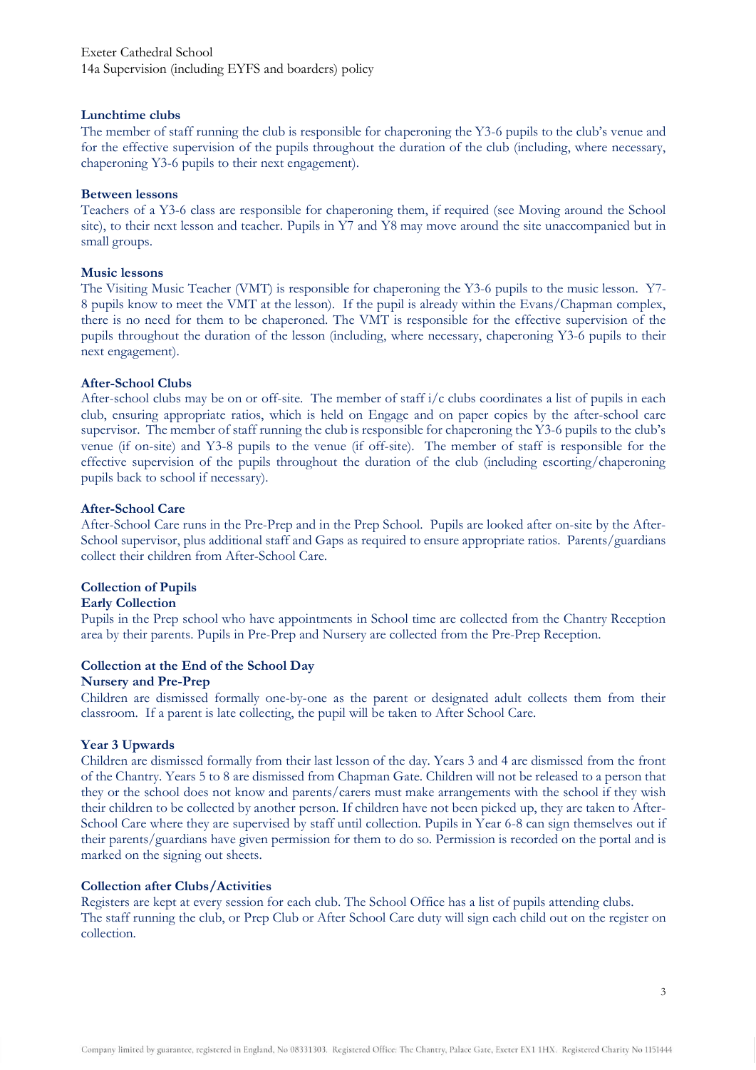### Lunchtime clubs

The member of staff running the club is responsible for chaperoning the Y3-6 pupils to the club's venue and for the effective supervision of the pupils throughout the duration of the club (including, where necessary, chaperoning Y3-6 pupils to their next engagement).

### Between lessons

Teachers of a Y3-6 class are responsible for chaperoning them, if required (see Moving around the School site), to their next lesson and teacher. Pupils in Y7 and Y8 may move around the site unaccompanied but in small groups.

### Music lessons

The Visiting Music Teacher (VMT) is responsible for chaperoning the Y3-6 pupils to the music lesson. Y7-8 pupils know to meet the VMT at the lesson). If the pupil is already within the Evans/Chapman complex, there is no need for them to be chaperoned. The VMT is responsible for the effective supervision of the pupils throughout the duration of the lesson (including, where necessary, chaperoning Y3-6 pupils to their next engagement).

### After-School Clubs

After-school clubs may be on or off-site. The member of staff i/c clubs coordinates a list of pupils in each club, ensuring appropriate ratios, which is held on Engage and on paper copies by the after-school care supervisor. The member of staff running the club is responsible for chaperoning the Y3-6 pupils to the club's venue (if on-site) and Y3-8 pupils to the venue (if off-site). The member of staff is responsible for the effective supervision of the pupils throughout the duration of the club (including escorting/chaperoning pupils back to school if necessary).

### After-School Care

After-School Care runs in the Pre-Prep and in the Prep School. Pupils are looked after on-site by the After-School supervisor, plus additional staff and Gaps as required to ensure appropriate ratios. Parents/guardians collect their children from After-School Care.

### Collection of Pupils

#### Early Collection

Pupils in the Prep school who have appointments in School time are collected from the Chantry Reception area by their parents. Pupils in Pre-Prep and Nursery are collected from the Pre-Prep Reception.

### Collection at the End of the School Day

#### Nursery and Pre-Prep

Children are dismissed formally one-by-one as the parent or designated adult collects them from their classroom. If a parent is late collecting, the pupil will be taken to After School Care.

#### Year 3 Upwards

Children are dismissed formally from their last lesson of the day. Years 3 and 4 are dismissed from the front of the Chantry. Years 5 to 8 are dismissed from Chapman Gate. Children will not be released to a person that they or the school does not know and parents/carers must make arrangements with the school if they wish their children to be collected by another person. If children have not been picked up, they are taken to After-School Care where they are supervised by staff until collection. Pupils in Year 6-8 can sign themselves out if their parents/guardians have given permission for them to do so. Permission is recorded on the portal and is marked on the signing out sheets.

### Collection after Clubs/Activities

Registers are kept at every session for each club. The School Office has a list of pupils attending clubs.
The staff running the club, or Prep Club or After School Care duty will sign each child out on the register on collection.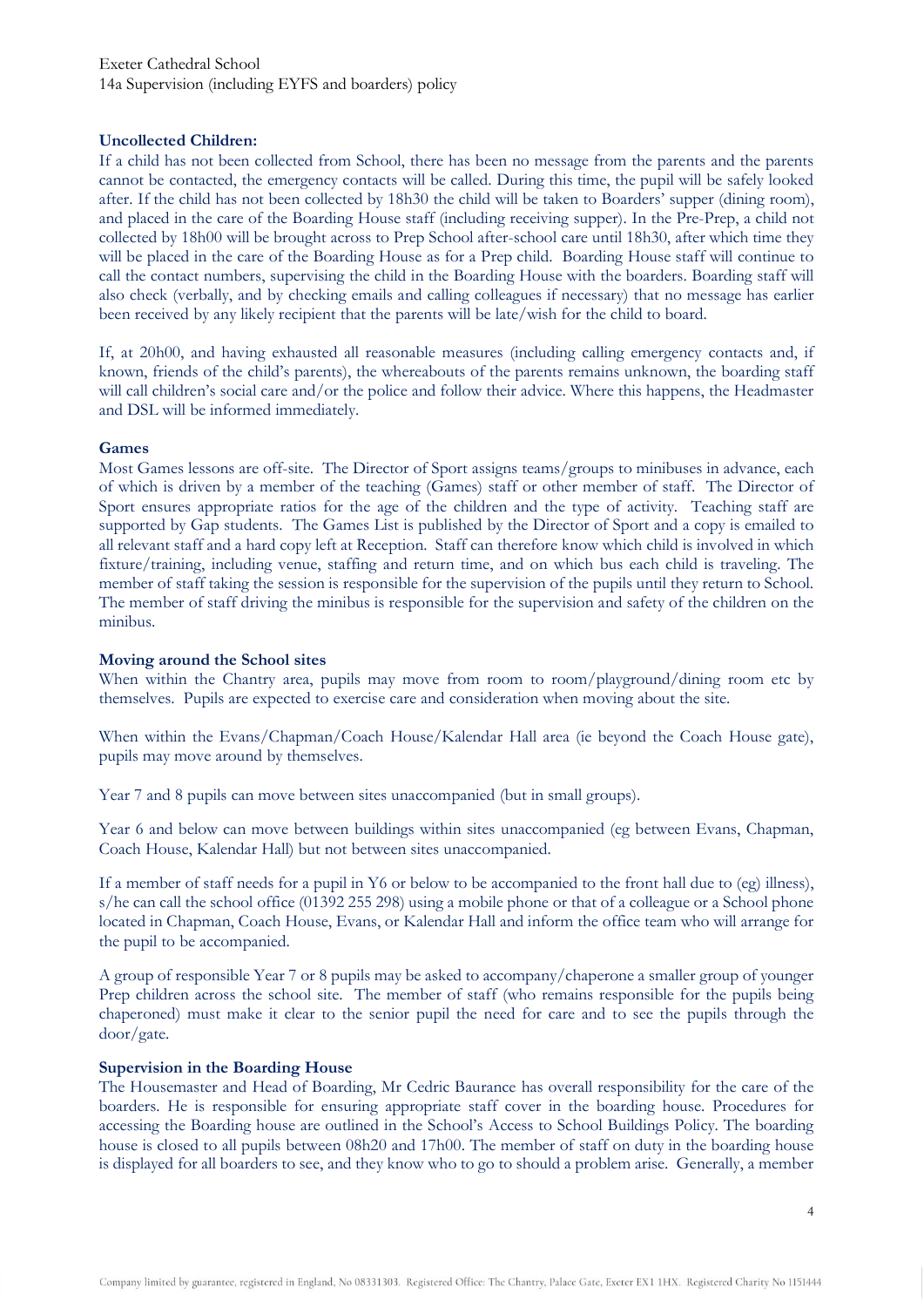### Uncollected Children:

If a child has not been collected from School, there has been no message from the parents and the parents cannot be contacted, the emergency contacts will be called. During this time, the pupil will be safely looked after. If the child has not been collected by 18h30 the child will be taken to Boarders' supper (dining room), and placed in the care of the Boarding House staff (including receiving supper). In the Pre-Prep, a child not collected by 18h00 will be brought across to Prep School after-school care until 18h30, after which time they will be placed in the care of the Boarding House as for a Prep child. Boarding House staff will continue to call the contact numbers, supervising the child in the Boarding House with the boarders. Boarding staff will also check (verbally, and by checking emails and calling colleagues if necessary) that no message has earlier been received by any likely recipient that the parents will be late/wish for the child to board.

If, at 20h00, and having exhausted all reasonable measures (including calling emergency contacts and, if known, friends of the child's parents), the whereabouts of the parents remains unknown, the boarding staff will call children's social care and/or the police and follow their advice. Where this happens, the Headmaster and DSL will be informed immediately.

### Games

Most Games lessons are off-site. The Director of Sport assigns teams/groups to minibuses in advance, each of which is driven by a member of the teaching (Games) staff or other member of staff. The Director of Sport ensures appropriate ratios for the age of the children and the type of activity. Teaching staff are supported by Gap students. The Games List is published by the Director of Sport and a copy is emailed to all relevant staff and a hard copy left at Reception. Staff can therefore know which child is involved in which fixture/training, including venue, staffing and return time, and on which bus each child is traveling. The member of staff taking the session is responsible for the supervision of the pupils until they return to School. The member of staff driving the minibus is responsible for the supervision and safety of the children on the minibus.

### Moving around the School sites

When within the Chantry area, pupils may move from room to room/playground/dining room etc by themselves. Pupils are expected to exercise care and consideration when moving about the site.

When within the Evans/Chapman/Coach House/Kalendar Hall area (ie beyond the Coach House gate), pupils may move around by themselves.

Year 7 and 8 pupils can move between sites unaccompanied (but in small groups).

Year 6 and below can move between buildings within sites unaccompanied (eg between Evans, Chapman, Coach House, Kalendar Hall) but not between sites unaccompanied.

If a member of staff needs for a pupil in Y6 or below to be accompanied to the front hall due to (eg) illness), s/he can call the school office (01392 255 298) using a mobile phone or that of a colleague or a School phone located in Chapman, Coach House, Evans, or Kalendar Hall and inform the office team who will arrange for the pupil to be accompanied.

A group of responsible Year 7 or 8 pupils may be asked to accompany/chaperone a smaller group of younger Prep children across the school site. The member of staff (who remains responsible for the pupils being chaperoned) must make it clear to the senior pupil the need for care and to see the pupils through the door/gate.

### Supervision in the Boarding House

The Housemaster and Head of Boarding, Mr Cedric Baurance has overall responsibility for the care of the boarders. He is responsible for ensuring appropriate staff cover in the boarding house. Procedures for accessing the Boarding house are outlined in the School's Access to School Buildings Policy. The boarding house is closed to all pupils between 08h20 and 17h00. The member of staff on duty in the boarding house is displayed for all boarders to see, and they know who to go to should a problem arise. Generally, a member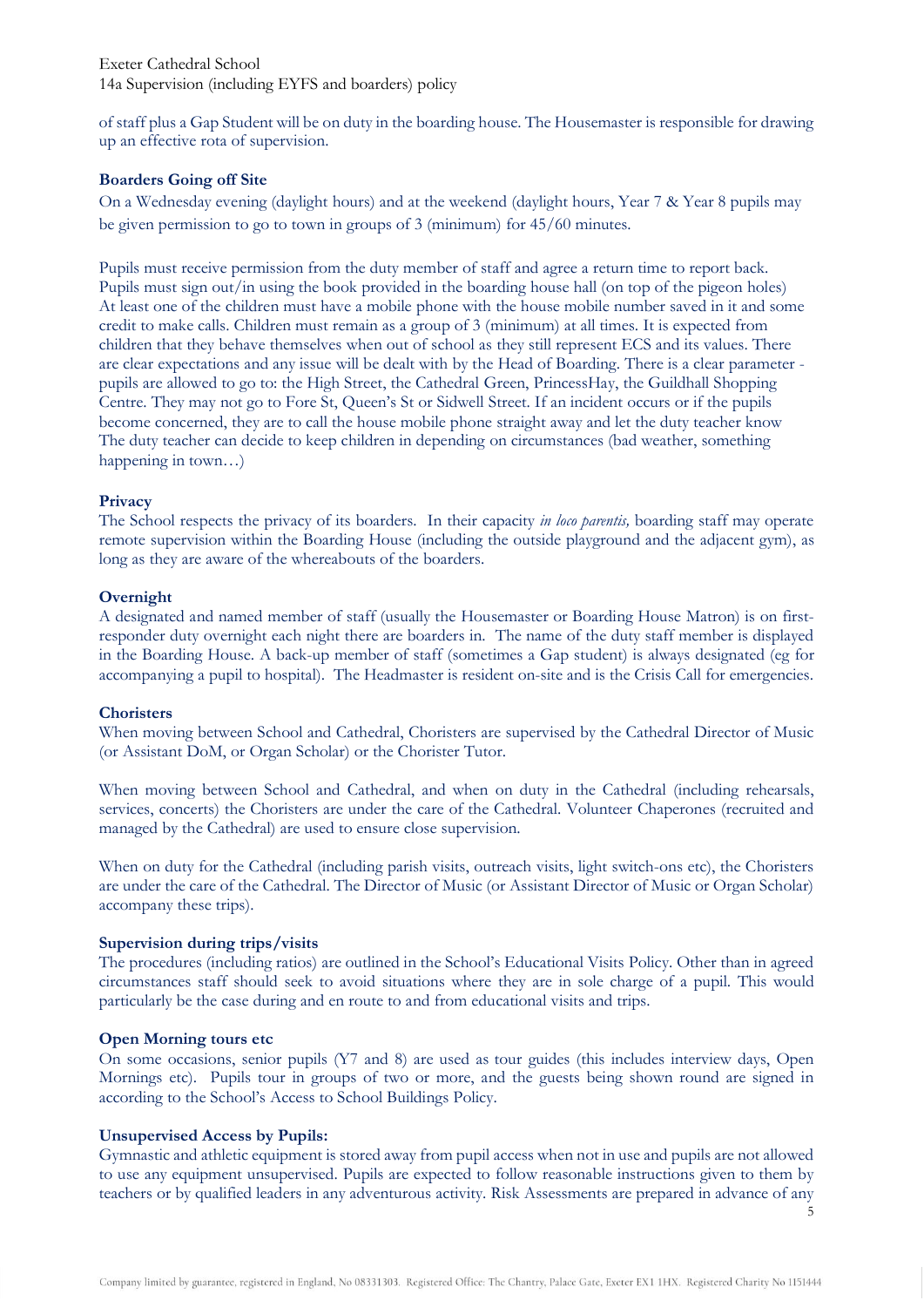of staff plus a Gap Student will be on duty in the boarding house. The Housemaster is responsible for drawing up an effective rota of supervision.

**Boarders Going off Site**

On a Wednesday evening (daylight hours) and at the weekend (daylight hours, Year 7 & Year 8 pupils may be given permission to go to town in groups of 3 (minimum) for 45/60 minutes.

Pupils must receive permission from the duty member of staff and agree a return time to report back. Pupils must sign out/in using the book provided in the boarding house hall (on top of the pigeon holes) At least one of the children must have a mobile phone with the house mobile number saved in it and some credit to make calls. Children must remain as a group of 3 (minimum) at all times. It is expected from children that they behave themselves when out of school as they still represent ECS and its values. There are clear expectations and any issue will be dealt with by the Head of Boarding. There is a clear parameter - pupils are allowed to go to: the High Street, the Cathedral Green, PrincessHay, the Guildhall Shopping Centre. They may not go to Fore St, Queen's St or Sidwell Street. If an incident occurs or if the pupils become concerned, they are to call the house mobile phone straight away and let the duty teacher know The duty teacher can decide to keep children in depending on circumstances (bad weather, something happening in town…)

**Privacy**

The School respects the privacy of its boarders. In their capacity *in loco parentis,* boarding staff may operate remote supervision within the Boarding House (including the outside playground and the adjacent gym), as long as they are aware of the whereabouts of the boarders.

**Overnight**

A designated and named member of staff (usually the Housemaster or Boarding House Matron) is on first-responder duty overnight each night there are boarders in. The name of the duty staff member is displayed in the Boarding House. A back-up member of staff (sometimes a Gap student) is always designated (eg for accompanying a pupil to hospital). The Headmaster is resident on-site and is the Crisis Call for emergencies.

**Choristers**

When moving between School and Cathedral, Choristers are supervised by the Cathedral Director of Music (or Assistant DoM, or Organ Scholar) or the Chorister Tutor.

When moving between School and Cathedral, and when on duty in the Cathedral (including rehearsals, services, concerts) the Choristers are under the care of the Cathedral. Volunteer Chaperones (recruited and managed by the Cathedral) are used to ensure close supervision.

When on duty for the Cathedral (including parish visits, outreach visits, light switch-ons etc), the Choristers are under the care of the Cathedral. The Director of Music (or Assistant Director of Music or Organ Scholar) accompany these trips).

**Supervision during trips/visits**

The procedures (including ratios) are outlined in the School's Educational Visits Policy. Other than in agreed circumstances staff should seek to avoid situations where they are in sole charge of a pupil. This would particularly be the case during and en route to and from educational visits and trips.

**Open Morning tours etc**

On some occasions, senior pupils (Y7 and 8) are used as tour guides (this includes interview days, Open Mornings etc). Pupils tour in groups of two or more, and the guests being shown round are signed in according to the School's Access to School Buildings Policy.

**Unsupervised Access by Pupils:**

Gymnastic and athletic equipment is stored away from pupil access when not in use and pupils are not allowed to use any equipment unsupervised. Pupils are expected to follow reasonable instructions given to them by teachers or by qualified leaders in any adventurous activity. Risk Assessments are prepared in advance of any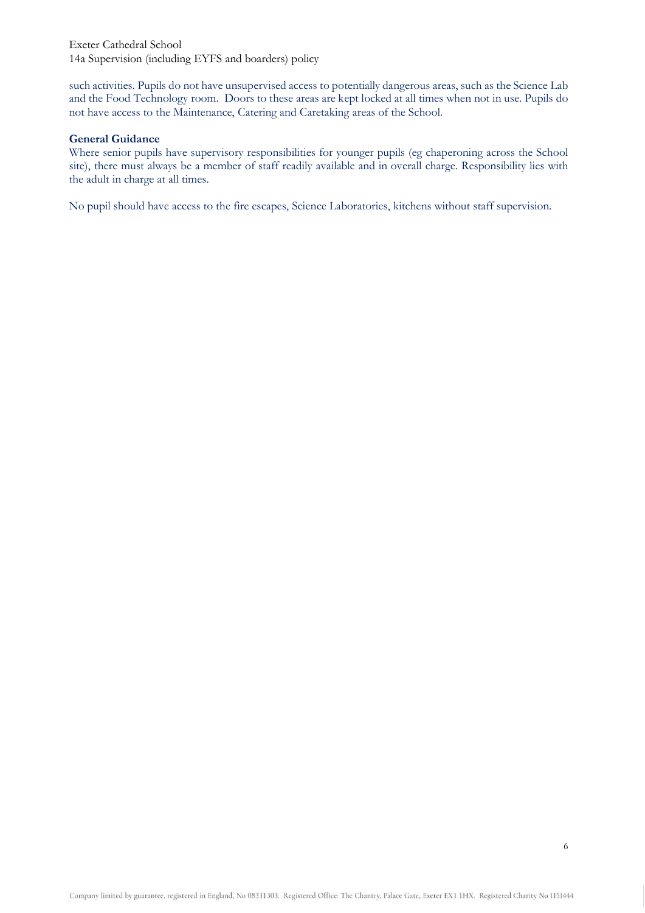such activities. Pupils do not have unsupervised access to potentially dangerous areas, such as the Science Lab and the Food Technology room. Doors to these areas are kept locked at all times when not in use. Pupils do not have access to the Maintenance, Catering and Caretaking areas of the School.

**General Guidance**

Where senior pupils have supervisory responsibilities for younger pupils (eg chaperoning across the School site), there must always be a member of staff readily available and in overall charge. Responsibility lies with the adult in charge at all times.

No pupil should have access to the fire escapes, Science Laboratories, kitchens without staff supervision.